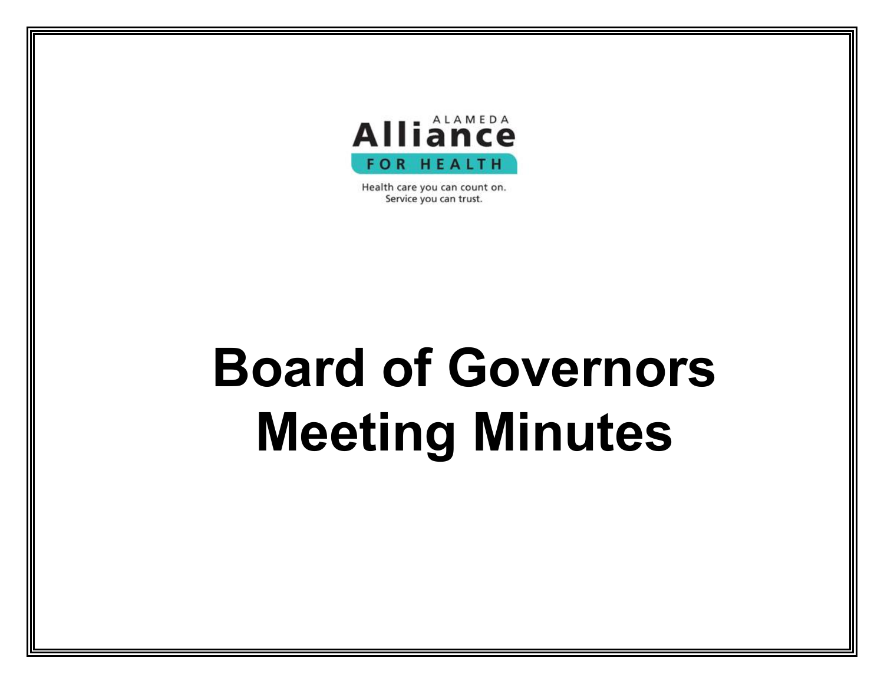ALAMEDA
Alliance
FOR HEALTH

Health care you can count on.
Service you can trust.

# Board of Governors Meeting Minutes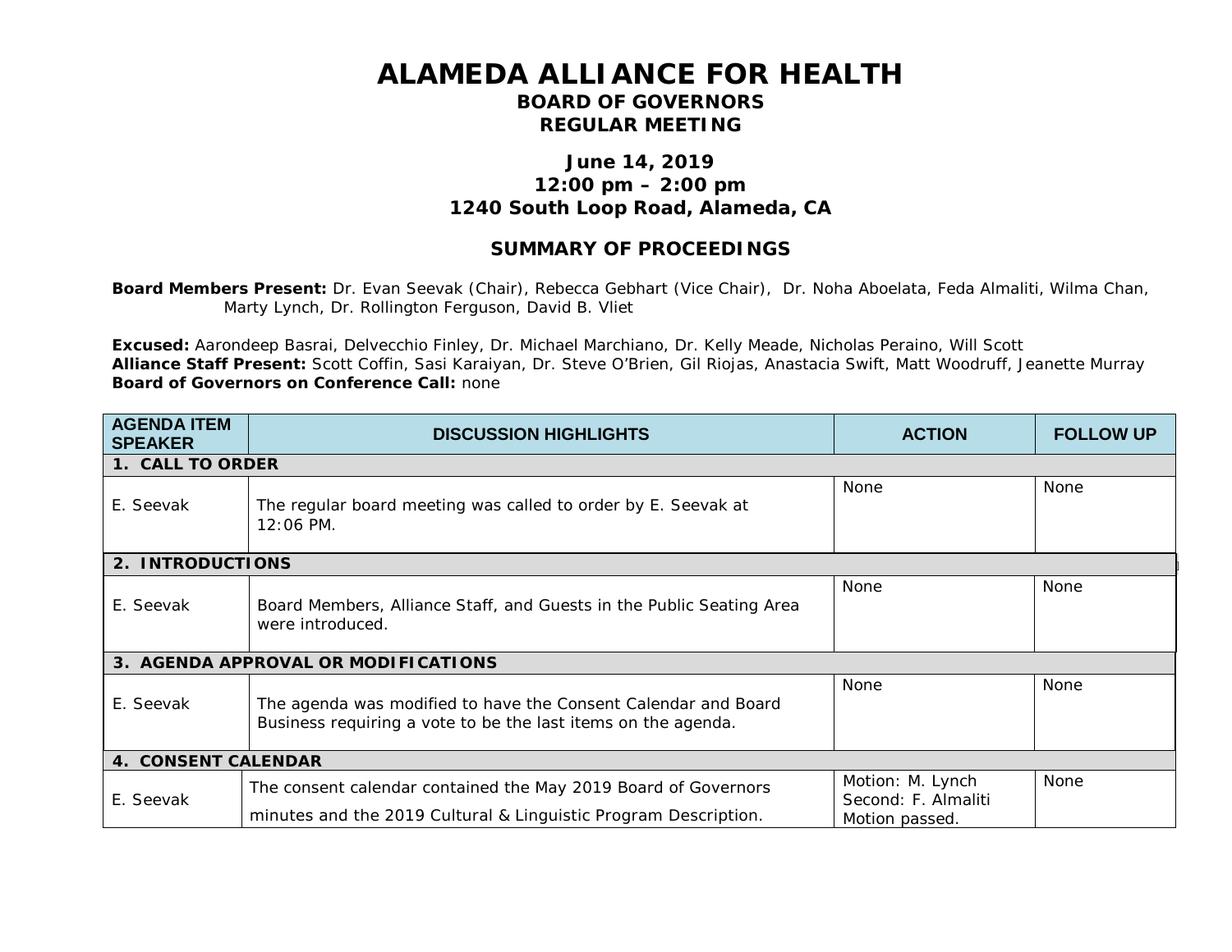# ALAMEDA ALLIANCE FOR HEALTH

## BOARD OF GOVERNORS
## REGULAR MEETING

### June 14, 2019
### 12:00 pm – 2:00 pm
### 1240 South Loop Road, Alameda, CA

## SUMMARY OF PROCEEDINGS

**Board Members Present:** Dr. Evan Seevak (Chair), Rebecca Gebhart (Vice Chair), Dr. Noha Aboelata, Feda Almaliti, Wilma Chan, Marty Lynch, Dr. Rollington Ferguson, David B. Vliet

**Excused:** Aarondeep Basrai, Delvecchio Finley, Dr. Michael Marchiano, Dr. Kelly Meade, Nicholas Peraino, Will Scott
**Alliance Staff Present:** Scott Coffin, Sasi Karaiyan, Dr. Steve O'Brien, Gil Riojas, Anastacia Swift, Matt Woodruff, Jeanette Murray
**Board of Governors on Conference Call:** none

| AGENDA ITEM SPEAKER | DISCUSSION HIGHLIGHTS | ACTION | FOLLOW UP |
|---|---|---|---|
| **1. CALL TO ORDER** | | | |
| E. Seevak | The regular board meeting was called to order by E. Seevak at 12:06 PM. | None | None |
| **2. INTRODUCTIONS** | | | |
| E. Seevak | Board Members, Alliance Staff, and Guests in the Public Seating Area were introduced. | None | None |
| **3. AGENDA APPROVAL OR MODIFICATIONS** | | | |
| E. Seevak | The agenda was modified to have the Consent Calendar and Board Business requiring a vote to be the last items on the agenda. | None | None |
| **4. CONSENT CALENDAR** | | | |
| E. Seevak | The consent calendar contained the May 2019 Board of Governors minutes and the 2019 Cultural & Linguistic Program Description. | Motion: M. Lynch<br>Second: F. Almaliti<br>Motion passed. | None |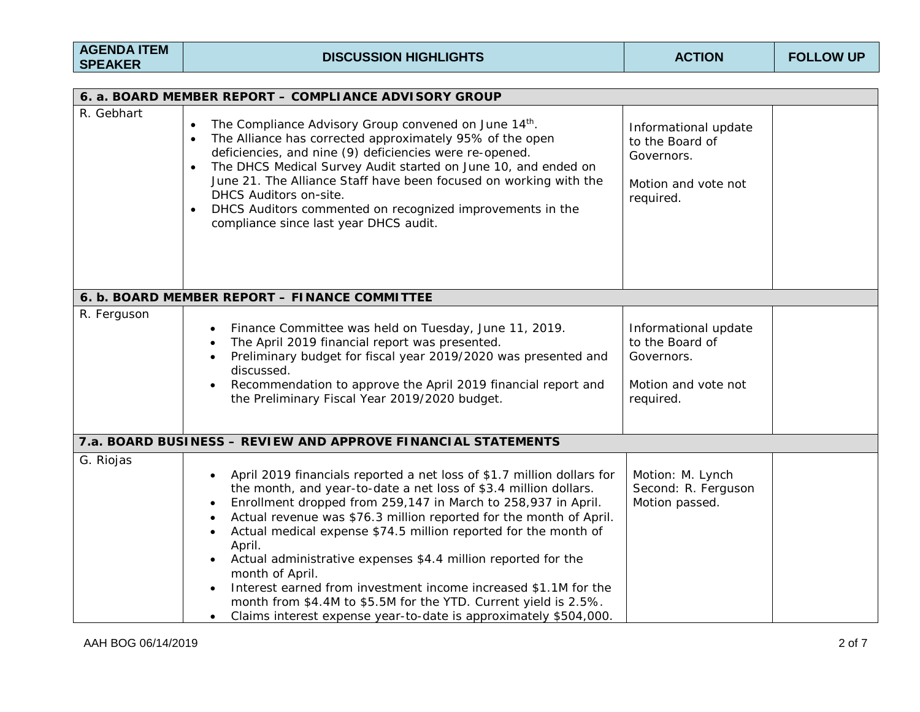| AGENDA ITEM SPEAKER | DISCUSSION HIGHLIGHTS | ACTION | FOLLOW UP |
|---|---|---|---|
| **6. a. BOARD MEMBER REPORT – COMPLIANCE ADVISORY GROUP** | | | |
| R. Gebhart | • The Compliance Advisory Group convened on June 14th.<br>• The Alliance has corrected approximately 95% of the open deficiencies, and nine (9) deficiencies were re-opened.<br>• The DHCS Medical Survey Audit started on June 10, and ended on June 21. The Alliance Staff have been focused on working with the DHCS Auditors on-site.<br>• DHCS Auditors commented on recognized improvements in the compliance since last year DHCS audit. | Informational update to the Board of Governors.<br><br>Motion and vote not required. | |
| **6. b. BOARD MEMBER REPORT – FINANCE COMMITTEE** | | | |
| R. Ferguson | • Finance Committee was held on Tuesday, June 11, 2019.<br>• The April 2019 financial report was presented.<br>• Preliminary budget for fiscal year 2019/2020 was presented and discussed.<br>• Recommendation to approve the April 2019 financial report and the Preliminary Fiscal Year 2019/2020 budget. | Informational update to the Board of Governors.<br><br>Motion and vote not required. | |
| **7.a. BOARD BUSINESS – REVIEW AND APPROVE FINANCIAL STATEMENTS** | | | |
| G. Riojas | • April 2019 financials reported a net loss of $1.7 million dollars for the month, and year-to-date a net loss of $3.4 million dollars.<br>• Enrollment dropped from 259,147 in March to 258,937 in April.<br>• Actual revenue was $76.3 million reported for the month of April.<br>• Actual medical expense $74.5 million reported for the month of April.<br>• Actual administrative expenses $4.4 million reported for the month of April.<br>• Interest earned from investment income increased $1.1M for the month from $4.4M to $5.5M for the YTD. Current yield is 2.5%.<br>• Claims interest expense year-to-date is approximately $504,000. | Motion: M. Lynch<br>Second: R. Ferguson<br>Motion passed. | |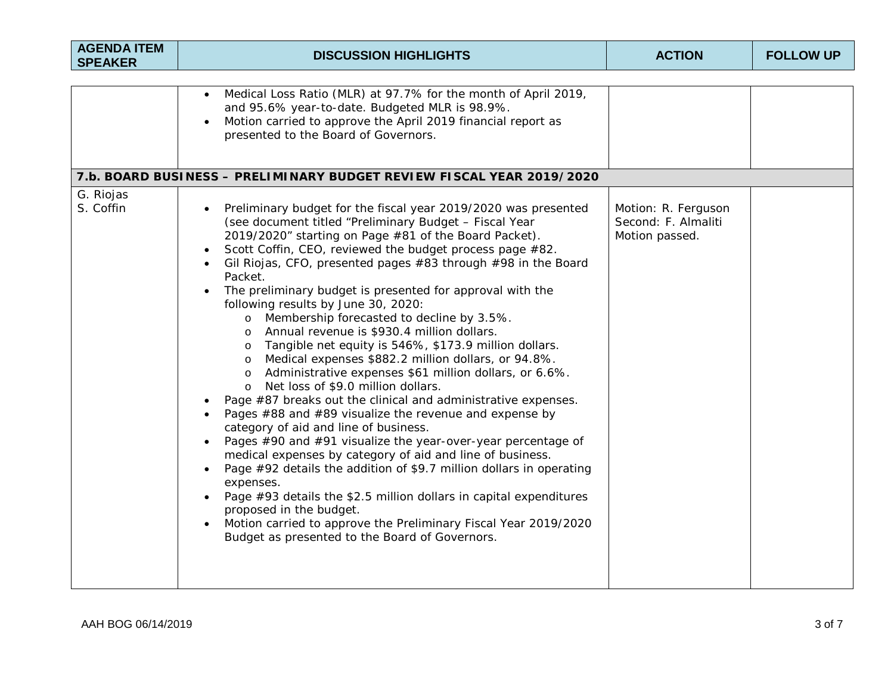| AGENDA ITEM SPEAKER | DISCUSSION HIGHLIGHTS | ACTION | FOLLOW UP |
|---|---|---|---|
| | • Medical Loss Ratio (MLR) at 97.7% for the month of April 2019, and 95.6% year-to-date. Budgeted MLR is 98.9%.<br>• Motion carried to approve the April 2019 financial report as presented to the Board of Governors. | | |
| **7.b. BOARD BUSINESS – PRELIMINARY BUDGET REVIEW FISCAL YEAR 2019/2020** | | | |
| G. Riojas<br>S. Coffin | • Preliminary budget for the fiscal year 2019/2020 was presented (see document titled "Preliminary Budget – Fiscal Year 2019/2020" starting on Page #81 of the Board Packet).<br>• Scott Coffin, CEO, reviewed the budget process page #82.<br>• Gil Riojas, CFO, presented pages #83 through #98 in the Board Packet.<br>• The preliminary budget is presented for approval with the following results by June 30, 2020:<br>&nbsp;&nbsp;o Membership forecasted to decline by 3.5%.<br>&nbsp;&nbsp;o Annual revenue is \$930.4 million dollars.<br>&nbsp;&nbsp;o Tangible net equity is 546%, \$173.9 million dollars.<br>&nbsp;&nbsp;o Medical expenses \$882.2 million dollars, or 94.8%.<br>&nbsp;&nbsp;o Administrative expenses \$61 million dollars, or 6.6%.<br>&nbsp;&nbsp;o Net loss of \$9.0 million dollars.<br>• Page #87 breaks out the clinical and administrative expenses.<br>• Pages #88 and #89 visualize the revenue and expense by category of aid and line of business.<br>• Pages #90 and #91 visualize the year-over-year percentage of medical expenses by category of aid and line of business.<br>• Page #92 details the addition of \$9.7 million dollars in operating expenses.<br>• Page #93 details the \$2.5 million dollars in capital expenditures proposed in the budget.<br>• Motion carried to approve the Preliminary Fiscal Year 2019/2020 Budget as presented to the Board of Governors. | Motion: R. Ferguson<br>Second: F. Almaliti<br>Motion passed. | |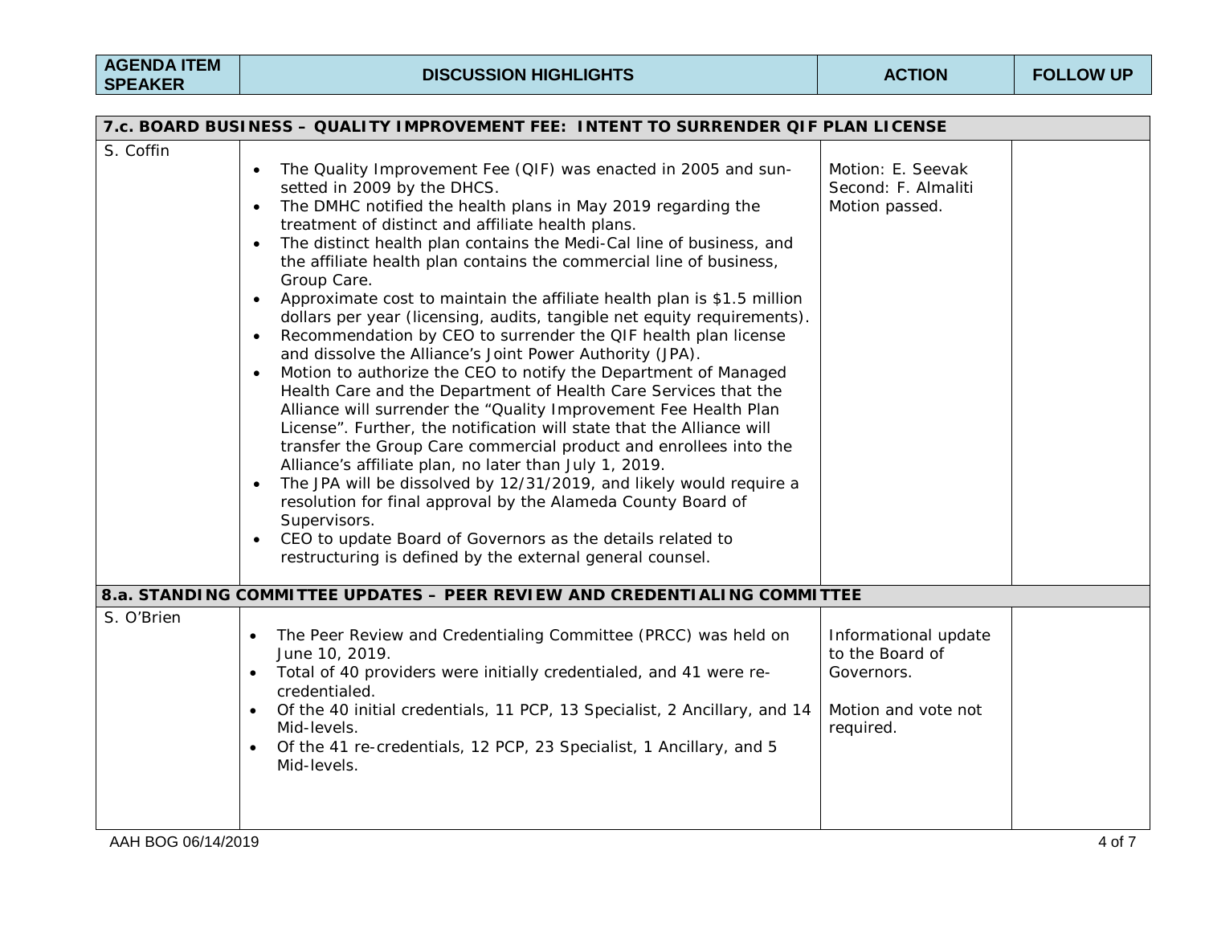| AGENDA ITEM SPEAKER | DISCUSSION HIGHLIGHTS | ACTION | FOLLOW UP |
|---|---|---|---|
| **7.c. BOARD BUSINESS – QUALITY IMPROVEMENT FEE: INTENT TO SURRENDER QIF PLAN LICENSE** | | | |
| S. Coffin | • The Quality Improvement Fee (QIF) was enacted in 2005 and sun-setted in 2009 by the DHCS.<br>• The DMHC notified the health plans in May 2019 regarding the treatment of distinct and affiliate health plans.<br>• The distinct health plan contains the Medi-Cal line of business, and the affiliate health plan contains the commercial line of business, Group Care.<br>• Approximate cost to maintain the affiliate health plan is $1.5 million dollars per year (licensing, audits, tangible net equity requirements).<br>• Recommendation by CEO to surrender the QIF health plan license and dissolve the Alliance's Joint Power Authority (JPA).<br>• Motion to authorize the CEO to notify the Department of Managed Health Care and the Department of Health Care Services that the Alliance will surrender the "Quality Improvement Fee Health Plan License". Further, the notification will state that the Alliance will transfer the Group Care commercial product and enrollees into the Alliance's affiliate plan, no later than July 1, 2019.<br>• The JPA will be dissolved by 12/31/2019, and likely would require a resolution for final approval by the Alameda County Board of Supervisors.<br>• CEO to update Board of Governors as the details related to restructuring is defined by the external general counsel. | Motion: E. Seevak<br>Second: F. Almaliti<br>Motion passed. | |
| **8.a. STANDING COMMITTEE UPDATES – PEER REVIEW AND CREDENTIALING COMMITTEE** | | | |
| S. O'Brien | • The Peer Review and Credentialing Committee (PRCC) was held on June 10, 2019.<br>• Total of 40 providers were initially credentialed, and 41 were re-credentialed.<br>• Of the 40 initial credentials, 11 PCP, 13 Specialist, 2 Ancillary, and 14 Mid-levels.<br>• Of the 41 re-credentials, 12 PCP, 23 Specialist, 1 Ancillary, and 5 Mid-levels. | Informational update to the Board of Governors.<br><br>Motion and vote not required. | |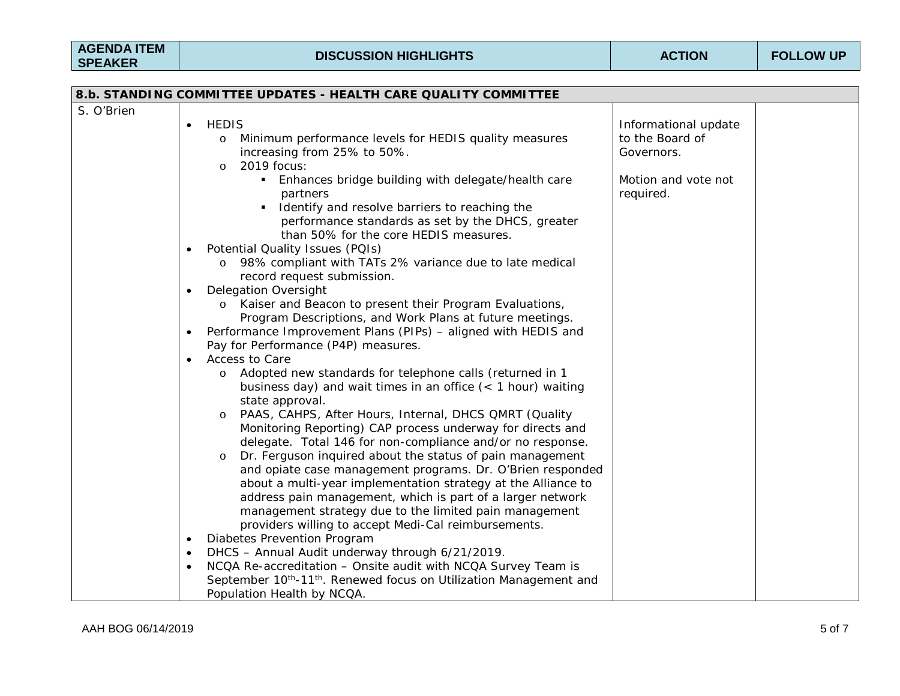| AGENDA ITEM SPEAKER | DISCUSSION HIGHLIGHTS | ACTION | FOLLOW UP |
|---|---|---|---|
| **8.b. STANDING COMMITTEE UPDATES - HEALTH CARE QUALITY COMMITTEE** | | | |
| S. O'Brien | • HEDIS<br>  o Minimum performance levels for HEDIS quality measures increasing from 25% to 50%.<br>  o 2019 focus:<br>    ▪ Enhances bridge building with delegate/health care partners<br>    ▪ Identify and resolve barriers to reaching the performance standards as set by the DHCS, greater than 50% for the core HEDIS measures.<br>• Potential Quality Issues (PQIs)<br>  o 98% compliant with TATs 2% variance due to late medical record request submission.<br>• Delegation Oversight<br>  o Kaiser and Beacon to present their Program Evaluations, Program Descriptions, and Work Plans at future meetings.<br>• Performance Improvement Plans (PIPs) – aligned with HEDIS and Pay for Performance (P4P) measures.<br>• Access to Care<br>  o Adopted new standards for telephone calls (returned in 1 business day) and wait times in an office (< 1 hour) waiting state approval.<br>  o PAAS, CAHPS, After Hours, Internal, DHCS QMRT (Quality Monitoring Reporting) CAP process underway for directs and delegate. Total 146 for non-compliance and/or no response.<br>  o Dr. Ferguson inquired about the status of pain management and opiate case management programs. Dr. O'Brien responded about a multi-year implementation strategy at the Alliance to address pain management, which is part of a larger network management strategy due to the limited pain management providers willing to accept Medi-Cal reimbursements.<br>• Diabetes Prevention Program<br>• DHCS – Annual Audit underway through 6/21/2019.<br>• NCQA Re-accreditation – Onsite audit with NCQA Survey Team is September 10th-11th. Renewed focus on Utilization Management and Population Health by NCQA. | Informational update to the Board of Governors.<br><br>Motion and vote not required. | |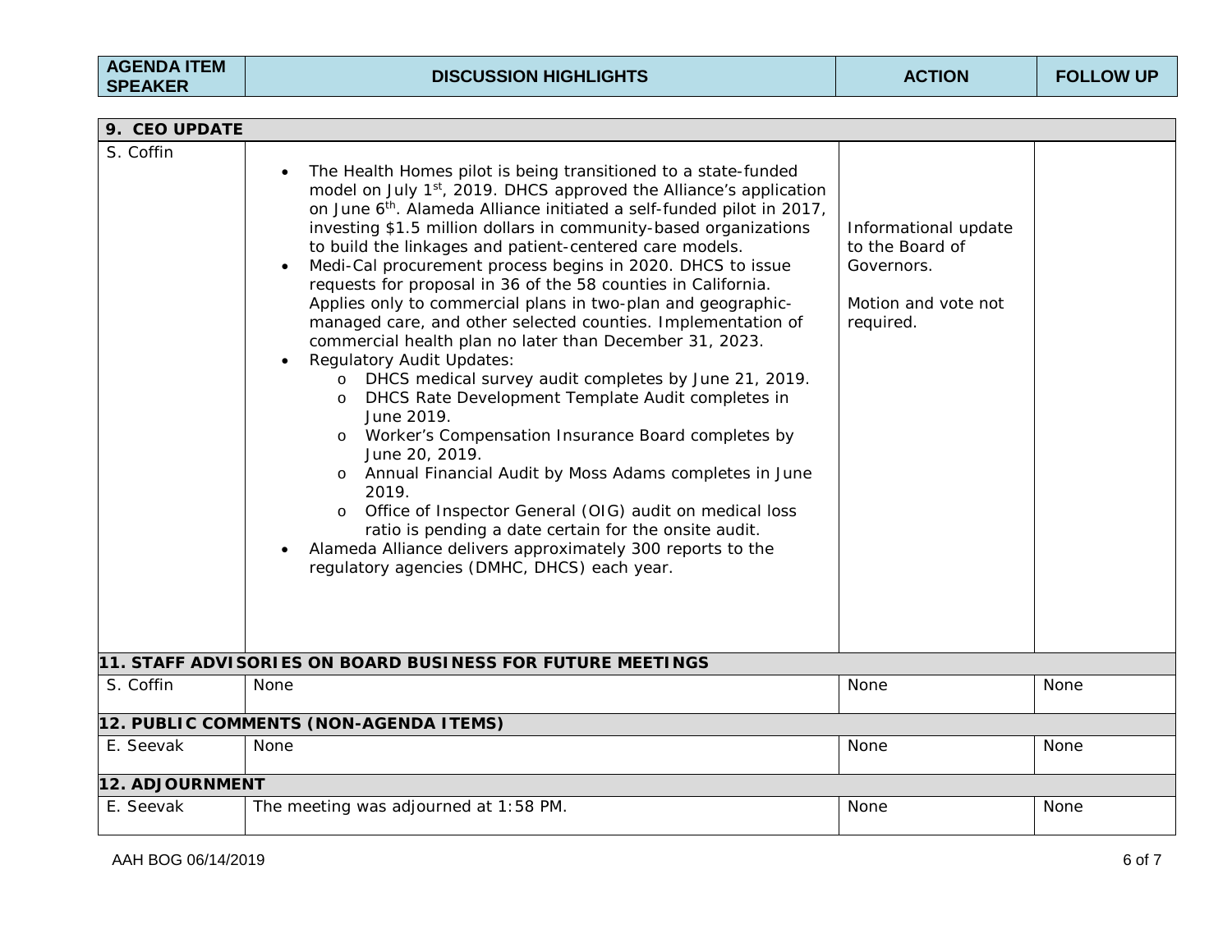| AGENDA ITEM SPEAKER | DISCUSSION HIGHLIGHTS | ACTION | FOLLOW UP |
|---|---|---|---|
| **9. CEO UPDATE** | | | |
| S. Coffin | • The Health Homes pilot is being transitioned to a state-funded model on July 1st, 2019. DHCS approved the Alliance's application on June 6th. Alameda Alliance initiated a self-funded pilot in 2017, investing $1.5 million dollars in community-based organizations to build the linkages and patient-centered care models.<br>• Medi-Cal procurement process begins in 2020. DHCS to issue requests for proposal in 36 of the 58 counties in California. Applies only to commercial plans in two-plan and geographic-managed care, and other selected counties. Implementation of commercial health plan no later than December 31, 2023.<br>• Regulatory Audit Updates:<br>&nbsp;&nbsp;o DHCS medical survey audit completes by June 21, 2019.<br>&nbsp;&nbsp;o DHCS Rate Development Template Audit completes in June 2019.<br>&nbsp;&nbsp;o Worker's Compensation Insurance Board completes by June 20, 2019.<br>&nbsp;&nbsp;o Annual Financial Audit by Moss Adams completes in June 2019.<br>&nbsp;&nbsp;o Office of Inspector General (OIG) audit on medical loss ratio is pending a date certain for the onsite audit.<br>• Alameda Alliance delivers approximately 300 reports to the regulatory agencies (DMHC, DHCS) each year. | Informational update to the Board of Governors.<br><br>Motion and vote not required. | |
| **11. STAFF ADVISORIES ON BOARD BUSINESS FOR FUTURE MEETINGS** | | | |
| S. Coffin | None | None | None |
| **12. PUBLIC COMMENTS (NON-AGENDA ITEMS)** | | | |
| E. Seevak | None | None | None |
| **12. ADJOURNMENT** | | | |
| E. Seevak | The meeting was adjourned at 1:58 PM. | None | None |

AAH BOG 06/14/2019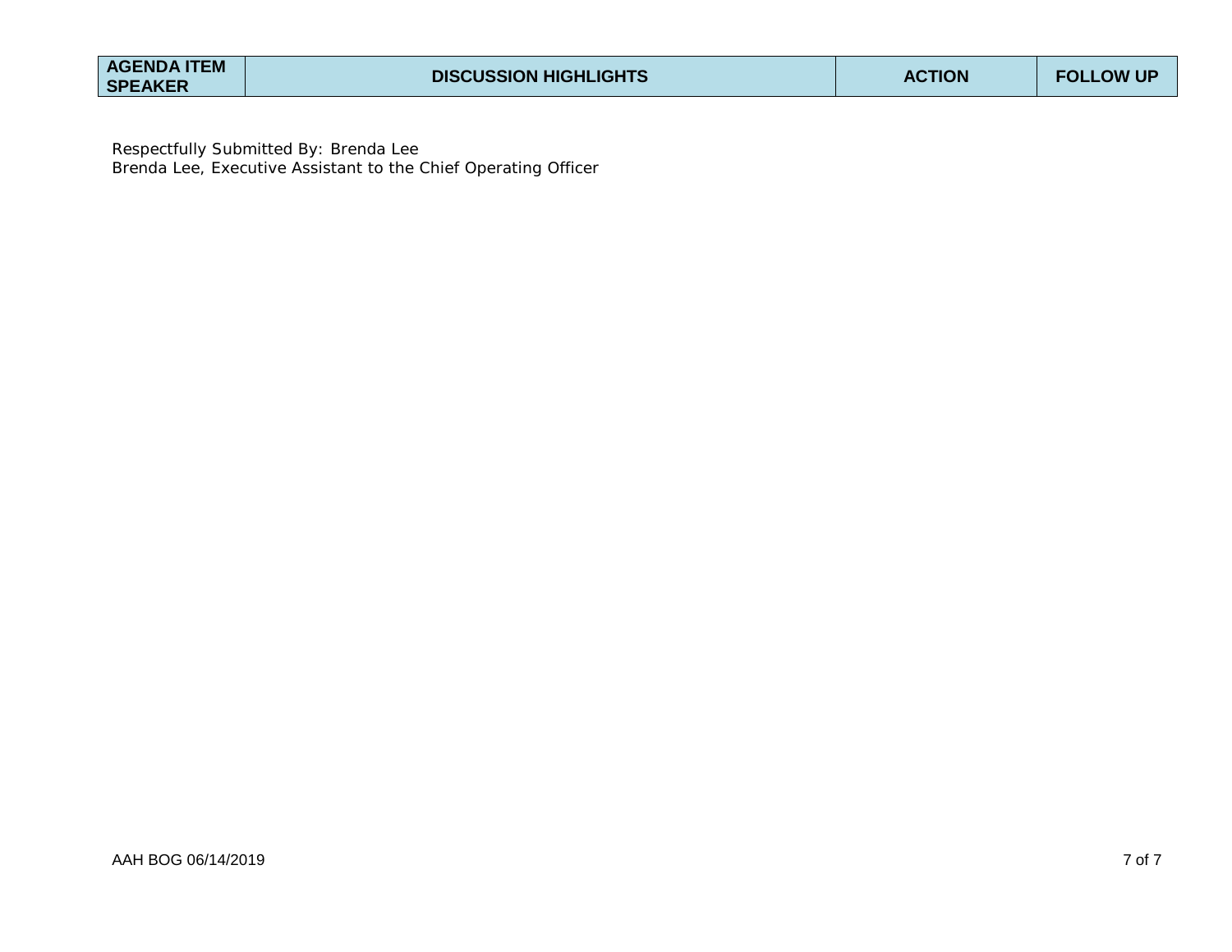| AGENDA ITEM SPEAKER | DISCUSSION HIGHLIGHTS | ACTION | FOLLOW UP |
|---|---|---|---|

Respectfully Submitted By: Brenda Lee
Brenda Lee, Executive Assistant to the Chief Operating Officer